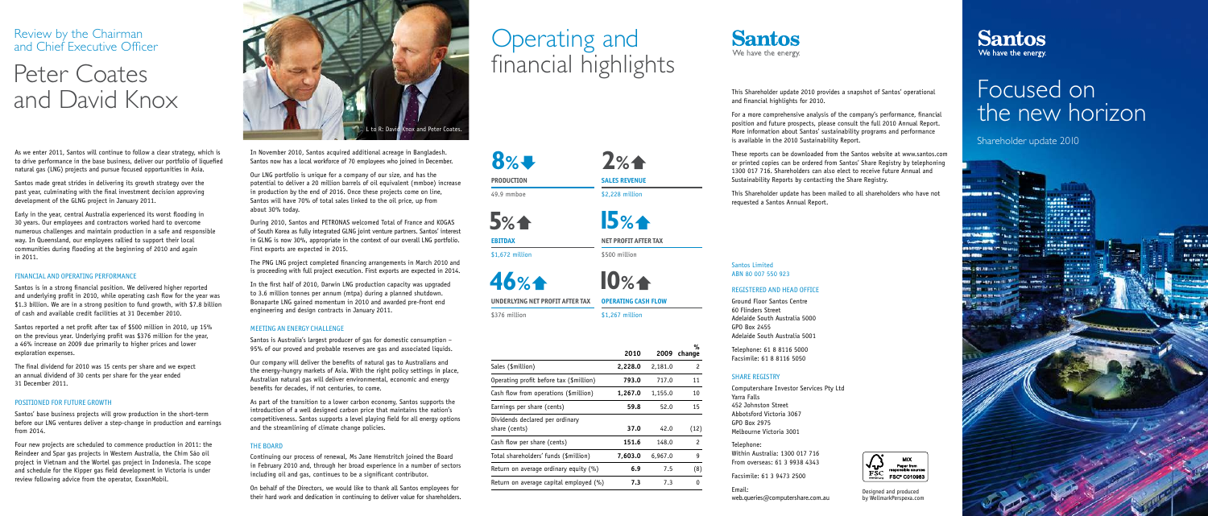## Review by the Chairman and Chief Executive Officer

# Peter Coates and David Knox

As we enter 2011, Santos will continue to follow a clear strategy, which is to drive performance in the base business, deliver our portfolio of liquefied natural gas (LNG) projects and pursue focused opportunities in Asia.

Santos made great strides in delivering its growth strategy over the past year, culminating with the final investment decision approving development of the GLNG project in January 2011.

Early in the year, central Australia experienced its worst flooding in 30 years. Our employees and contractors worked hard to overcome numerous challenges and maintain production in a safe and responsible way. In Queensland, our employees rallied to support their local communities during flooding at the beginning of 2010 and again in 2011.

### FINANCIAL AND OPERATING PERFORMANCE

Santos is in a strong financial position. We delivered higher reported and underlying profit in 2010, while operating cash flow for the year was $1.3 billion. We are in a strong position to fund growth, with $7.8 billion of cash and available credit facilities at 31 December 2010.

Santos reported a net profit after tax of $500 million in 2010, up 15% on the previous year. Underlying profit was $376 million for the year, a 46% increase on 2009 due primarily to higher prices and lower exploration expenses.

The final dividend for 2010 was 15 cents per share and we expect an annual dividend of 30 cents per share for the year ended 31 December 2011.

### POSITIONED FOR FUTURE GROWTH

Santos' base business projects will grow production in the short-term before our LNG ventures deliver a step-change in production and earnings from 2014.

Four new projects are scheduled to commence production in 2011: the Reindeer and Spar gas projects in Western Australia, the Chim Sáo oil project in Vietnam and the Wortel gas project in Indonesia. The scope and schedule for the Kipper gas field development in Victoria is under review following advice from the operator, ExxonMobil.

L to R: David Knox and Peter Coates.

In November 2010, Santos acquired additional acreage in Bangladesh. Santos now has a local workforce of 70 employees who joined in December.

Our LNG portfolio is unique for a company of our size, and has the potential to deliver a 20 million barrels of oil equivalent (mmboe) increase in production by the end of 2016. Once these projects come on line, Santos will have 70% of total sales linked to the oil price, up from about 30% today.

During 2010, Santos and PETRONAS welcomed Total of France and KOGAS of South Korea as fully integrated GLNG joint venture partners. Santos' interest in GLNG is now 30%, appropriate in the context of our overall LNG portfolio. First exports are expected in 2015.

The PNG LNG project completed financing arrangements in March 2010 and is proceeding with full project execution. First exports are expected in 2014.

In the first half of 2010, Darwin LNG production capacity was upgraded to 3.6 million tonnes per annum (mtpa) during a planned shutdown. Bonaparte LNG gained momentum in 2010 and awarded pre-front end engineering and design contracts in January 2011.

### MEETING AN ENERGY CHALLENGE

Santos is Australia's largest producer of gas for domestic consumption – 95% of our proved and probable reserves are gas and associated liquids.

Our company will deliver the benefits of natural gas to Australians and the energy-hungry markets of Asia. With the right policy settings in place, Australian natural gas will deliver environmental, economic and energy benefits for decades, if not centuries, to come.

As part of the transition to a lower carbon economy, Santos supports the introduction of a well designed carbon price that maintains the nation's competitiveness. Santos supports a level playing field for all energy options and the streamlining of climate change policies.

### THE BOARD

Continuing our process of renewal, Ms Jane Hemstritch joined the Board in February 2010 and, through her broad experience in a number of sectors including oil and gas, continues to be a significant contributor.

On behalf of the Directors, we would like to thank all Santos employees for their hard work and dedication in continuing to deliver value for shareholders.

# Operating and financial highlights

**8%** ↓ **PRODUCTION**
49.9 mmboe

**2%** ↑ **SALES REVENUE**
$2,228 million

**5%** ↑ **EBITDAX**
$1,672 million

**15%** ↑ **NET PROFIT AFTER TAX**
$500 million

**46%** ↑ **UNDERLYING NET PROFIT AFTER TAX**
$376 million

**10%** ↑ **OPERATING CASH FLOW**
$1,267 million

| | 2010 | 2009 | % change |
|---|---|---|---|
| Sales ($million) | **2,228.0** | 2,181.0 | 2 |
| Operating profit before tax ($million) | **793.0** | 717.0 | 11 |
| Cash flow from operations ($million) | **1,267.0** | 1,155.0 | 10 |
| Earnings per share (cents) | **59.8** | 52.0 | 15 |
| Dividends declared per ordinary share (cents) | **37.0** | 42.0 | (12) |
| Cash flow per share (cents) | **151.6** | 148.0 | 2 |
| Total shareholders' funds ($million) | **7,603.0** | 6,967.0 | 9 |
| Return on average ordinary equity (%) | **6.9** | 7.5 | (8) |
| Return on average capital employed (%) | **7.3** | 7.3 | 0 |

**Santos**
We have the energy.

This Shareholder update 2010 provides a snapshot of Santos' operational and financial highlights for 2010.

For a more comprehensive analysis of the company's performance, financial position and future prospects, please consult the full 2010 Annual Report. More information about Santos' sustainability programs and performance is available in the 2010 Sustainability Report.

These reports can be downloaded from the Santos website at www.santos.com or printed copies can be ordered from Santos' Share Registry by telephoning 1300 017 716. Shareholders can also elect to receive future Annual and Sustainability Reports by contacting the Share Registry.

This Shareholder update has been mailed to all shareholders who have not requested a Santos Annual Report.

Santos Limited
ABN 80 007 550 923

### REGISTERED AND HEAD OFFICE

Ground Floor Santos Centre
60 Flinders Street
Adelaide South Australia 5000
GPO Box 2455
Adelaide South Australia 5001

Telephone: 61 8 8116 5000
Facsimile: 61 8 8116 5050

### SHARE REGISTRY

Computershare Investor Services Pty Ltd
Yarra Falls
452 Johnston Street
Abbotsford Victoria 3067
GPO Box 2975
Melbourne Victoria 3001

Telephone:
Within Australia: 1300 017 716
From overseas: 61 3 9938 4343

Facsimile: 61 3 9473 2500

Email:
web.queries@computershare.com.au

MIX Paper from responsible sources FSC® C010983

Designed and produced by WellmarkPerspexa.com

**Santos**
We have the energy.

# Focused on the new horizon

Shareholder update 2010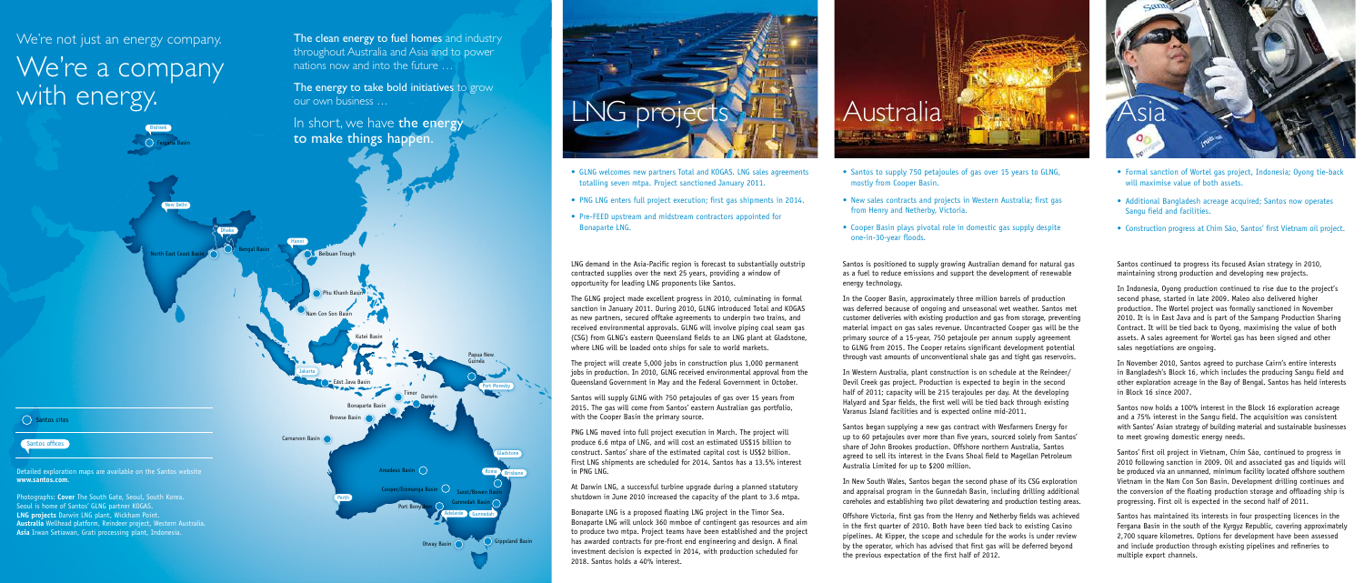We're not just an energy company.

# We're a company with energy.

**The clean energy to fuel homes** and industry throughout Australia and Asia and to power nations now and into the future …

**The energy to take bold initiatives** to grow our own business …

In short, we have **the energy to make things happen.**

Bishkek
Fergana Basin
New Delhi
Dhaka
North East Coast Basin
Bengal Basin
Hanoi
Beibuan Trough
Phu Khanh Basin
Nam Con Son Basin
Kutei Basin
Jakarta
East Java Basin
Papua New Guinea
Port Moresby
Timor
Darwin
Bonaparte Basin
Browse Basin
Carnarvon Basin
Amadeus Basin
Cooper/Eromanga Basin
Surat/Bowen Basin
Gladstone
Roma
Brisbane
Perth
Port Bonython
Gunnedah Basin
Adelaide
Gunnedah
Otway Basin
Gippsland Basin

Santos sites

Santos offices

Detailed exploration maps are available on the Santos website **www.santos.com**.

Photographs: **Cover** The South Gate, Seoul, South Korea. Seoul is home of Santos' GLNG partner KOGAS. **LNG projects** Darwin LNG plant, Wickham Point. **Australia** Wellhead platform, Reindeer project, Western Australia. **Asia** Irwan Setiawan, Grati processing plant, Indonesia.

## LNG projects

- GLNG welcomes new partners Total and KOGAS. LNG sales agreements totalling seven mtpa. Project sanctioned January 2011.
- PNG LNG enters full project execution; first gas shipments in 2014.
- Pre-FEED upstream and midstream contractors appointed for Bonaparte LNG.

LNG demand in the Asia-Pacific region is forecast to substantially outstrip contracted supplies over the next 25 years, providing a window of opportunity for leading LNG proponents like Santos.

The GLNG project made excellent progress in 2010, culminating in formal sanction in January 2011. During 2010, GLNG introduced Total and KOGAS as new partners, secured offtake agreements to underpin two trains, and received environmental approvals. GLNG will involve piping coal seam gas (CSG) from GLNG's eastern Queensland fields to an LNG plant at Gladstone, where LNG will be loaded onto ships for sale to world markets.

The project will create 5,000 jobs in construction plus 1,000 permanent jobs in production. In 2010, GLNG received environmental approval from the Queensland Government in May and the Federal Government in October.

Santos will supply GLNG with 750 petajoules of gas over 15 years from 2015. The gas will come from Santos' eastern Australian gas portfolio, with the Cooper Basin the primary source.

PNG LNG moved into full project execution in March. The project will produce 6.6 mtpa of LNG, and will cost an estimated US$15 billion to construct. Santos' share of the estimated capital cost is US$2 billion. First LNG shipments are scheduled for 2014. Santos has a 13.5% interest in PNG LNG.

At Darwin LNG, a successful turbine upgrade during a planned statutory shutdown in June 2010 increased the capacity of the plant to 3.6 mtpa.

Bonaparte LNG is a proposed floating LNG project in the Timor Sea. Bonaparte LNG will unlock 360 mmboe of contingent gas resources and aim to produce two mtpa. Project teams have been established and the project has awarded contracts for pre-front end engineering and design. A final investment decision is expected in 2014, with production scheduled for 2018. Santos holds a 40% interest.

## Australia

- Santos to supply 750 petajoules of gas over 15 years to GLNG, mostly from Cooper Basin.
- New sales contracts and projects in Western Australia; first gas from Henry and Netherby, Victoria.
- Cooper Basin plays pivotal role in domestic gas supply despite one-in-30-year floods.

Santos is positioned to supply growing Australian demand for natural gas as a fuel to reduce emissions and support the development of renewable energy technology.

In the Cooper Basin, approximately three million barrels of production was deferred because of ongoing and unseasonal wet weather. Santos met customer deliveries with existing production and gas from storage, preventing material impact on gas sales revenue. Uncontracted Cooper gas will be the primary source of a 15-year, 750 petajoule per annum supply agreement to GLNG from 2015. The Cooper retains significant development potential through vast amounts of unconventional shale gas and tight gas reservoirs.

In Western Australia, plant construction is on schedule at the Reindeer/Devil Creek gas project. Production is expected to begin in the second half of 2011; capacity will be 215 terajoules per day. At the developing Halyard and Spar fields, the first well will be tied back through existing Varanus Island facilities and is expected online mid-2011.

Santos began supplying a new gas contract with Wesfarmers Energy for up to 60 petajoules over more than five years, sourced solely from Santos' share of John Brookes production. Offshore northern Australia, Santos agreed to sell its interest in the Evans Shoal field to Magellan Petroleum Australia Limited for up to $200 million.

In New South Wales, Santos began the second phase of its CSG exploration and appraisal program in the Gunnedah Basin, including drilling additional coreholes and establishing two pilot dewatering and production testing areas.

Offshore Victoria, first gas from the Henry and Netherby fields was achieved in the first quarter of 2010. Both have been tied back to existing Casino pipelines. At Kipper, the scope and schedule for the works is under review by the operator, which has advised that first gas will be deferred beyond the previous expectation of the first half of 2012.

## Asia

- Formal sanction of Wortel gas project, Indonesia; Oyong tie-back will maximise value of both assets.
- Additional Bangladesh acreage acquired; Santos now operates Sangu field and facilities.
- Construction progress at Chim Sáo, Santos' first Vietnam oil project.

Santos continued to progress its focused Asian strategy in 2010, maintaining strong production and developing new projects.

In Indonesia, Oyong production continued to rise due to the project's second phase, started in late 2009. Maleo also delivered higher production. The Wortel project was formally sanctioned in November 2010. It is in East Java and is part of the Sampang Production Sharing Contract. It will be tied back to Oyong, maximising the value of both assets. A sales agreement for Wortel gas has been signed and other sales negotiations are ongoing.

In November 2010, Santos agreed to purchase Cairn's entire interests in Bangladesh's Block 16, which includes the producing Sangu field and other exploration acreage in the Bay of Bengal. Santos has held interests in Block 16 since 2007.

Santos now holds a 100% interest in the Block 16 exploration acreage and a 75% interest in the Sangu field. The acquisition was consistent with Santos' Asian strategy of building material and sustainable businesses to meet growing domestic energy needs.

Santos' first oil project in Vietnam, Chim Sáo, continued to progress in 2010 following sanction in 2009. Oil and associated gas and liquids will be produced via an unmanned, minimum facility located offshore southern Vietnam in the Nam Con Son Basin. Development drilling continues and the conversion of the floating production storage and offloading ship is progressing. First oil is expected in the second half of 2011.

Santos has maintained its interests in four prospecting licences in the Fergana Basin in the south of the Kyrgyz Republic, covering approximately 2,700 square kilometres. Options for development have been assessed and include production through existing pipelines and refineries to multiple export channels.